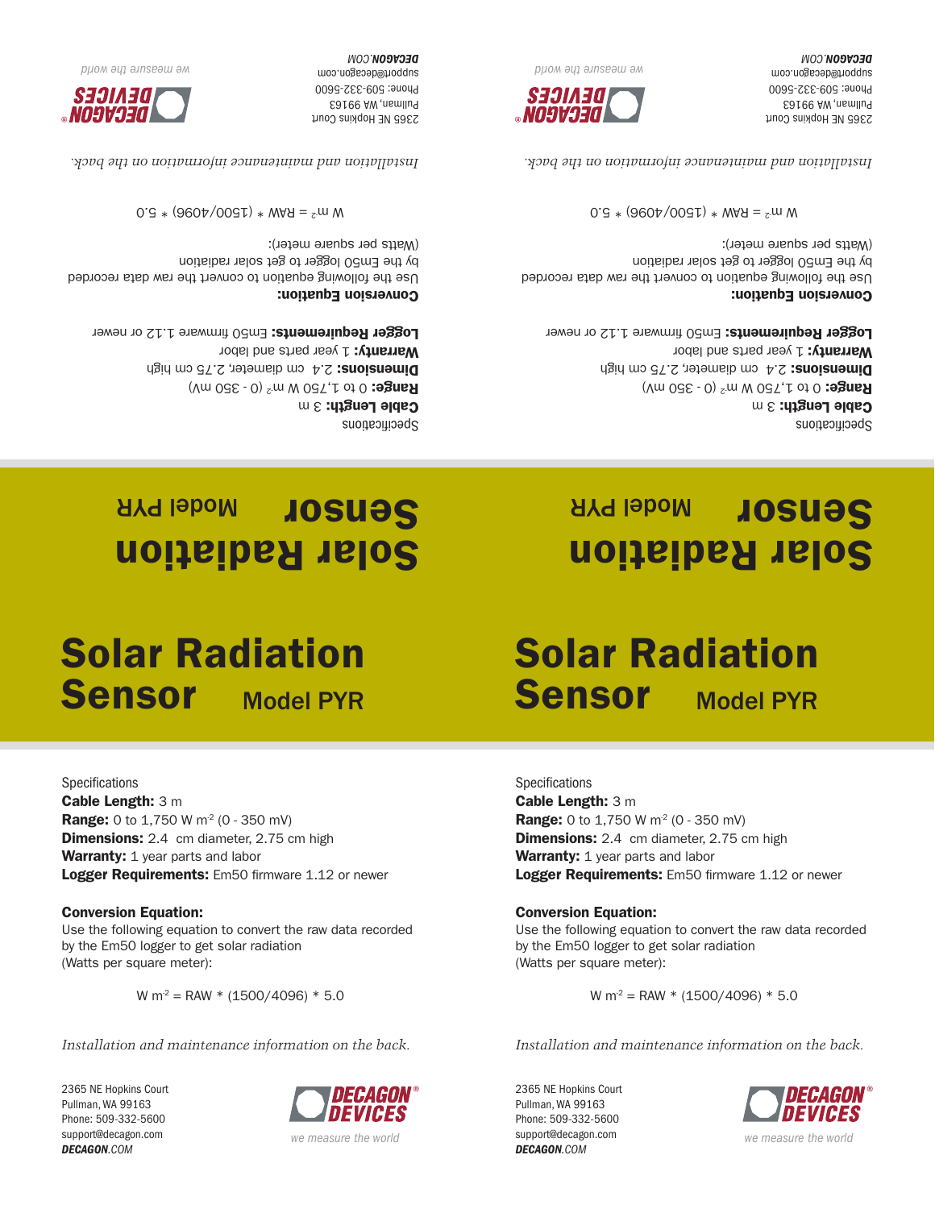# Solar Radiation Sensor Model PYR

Specifications

**Cable Length:** 3 m

**Range:** 0 to 1,750 W $m^2$ (0 - 350 mV)

**Dimensions:** 2.4 cm diameter, 2.75 cm high

**Warranty:** 1 year parts and labor

**Logger Requirements:** Em50 firmware 1.12 or newer

**Conversion Equation:**

Use the following equation to convert the raw data recorded by the Em50 logger to get solar radiation (Watts per square meter):

$$W\ m^2 = RAW * (1500/4096) * 5.0$$

*Installation and maintenance information on the back.*

2365 NE Hopkins Court
Pullman, WA 99163
Phone: 509-332-5600
support@decagon.com
***DECAGON**.COM*

DECAGON® DEVICES

*we measure the world*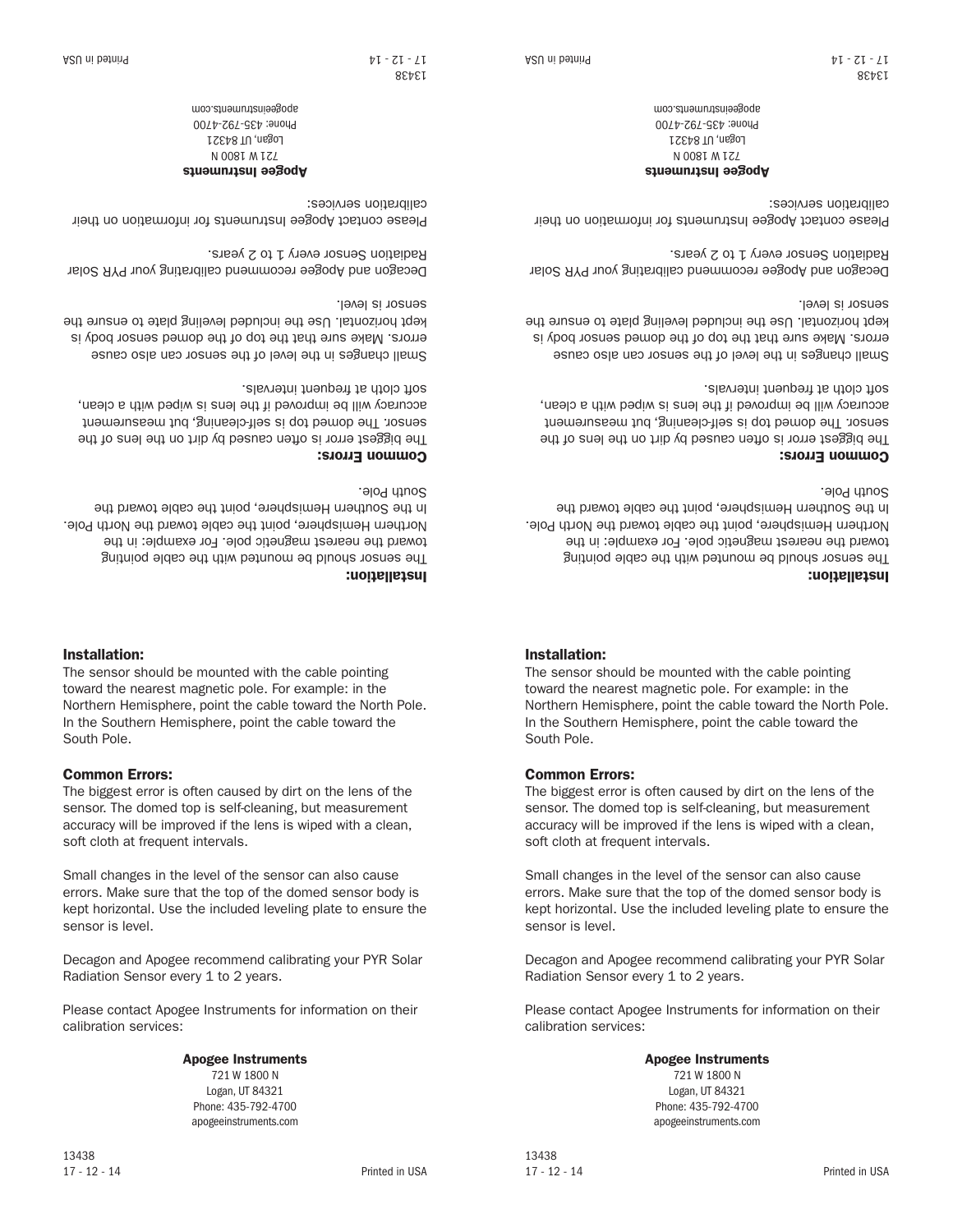## Installation:

The sensor should be mounted with the cable pointing toward the nearest magnetic pole. For example: in the Northern Hemisphere, point the cable toward the North Pole. In the Southern Hemisphere, point the cable toward the South Pole.

## Common Errors:

The biggest error is often caused by dirt on the lens of the sensor. The domed top is self-cleaning, but measurement accuracy will be improved if the lens is wiped with a clean, soft cloth at frequent intervals.

Small changes in the level of the sensor can also cause errors. Make sure that the top of the domed sensor body is kept horizontal. Use the included leveling plate to ensure the sensor is level.

Decagon and Apogee recommend calibrating your PYR Solar Radiation Sensor every 1 to 2 years.

Please contact Apogee Instruments for information on their calibration services:

**Apogee Instruments**
721 W 1800 N
Logan, UT 84321
Phone: 435-792-4700
apogeeinstruments.com

13438
17 - 12 - 14 Printed in USA

## Installation:

The sensor should be mounted with the cable pointing toward the nearest magnetic pole. For example: in the Northern Hemisphere, point the cable toward the North Pole. In the Southern Hemisphere, point the cable toward the South Pole.

## Common Errors:

The biggest error is often caused by dirt on the lens of the sensor. The domed top is self-cleaning, but measurement accuracy will be improved if the lens is wiped with a clean, soft cloth at frequent intervals.

Small changes in the level of the sensor can also cause errors. Make sure that the top of the domed sensor body is kept horizontal. Use the included leveling plate to ensure the sensor is level.

Decagon and Apogee recommend calibrating your PYR Solar Radiation Sensor every 1 to 2 years.

Please contact Apogee Instruments for information on their calibration services:

**Apogee Instruments**
721 W 1800 N
Logan, UT 84321
Phone: 435-792-4700
apogeeinstruments.com

13438
17 - 12 - 14 Printed in USA

## Installation:

The sensor should be mounted with the cable pointing toward the nearest magnetic pole. For example: in the Northern Hemisphere, point the cable toward the North Pole. In the Southern Hemisphere, point the cable toward the South Pole.

## Common Errors:

The biggest error is often caused by dirt on the lens of the sensor. The domed top is self-cleaning, but measurement accuracy will be improved if the lens is wiped with a clean, soft cloth at frequent intervals.

Small changes in the level of the sensor can also cause errors. Make sure that the top of the domed sensor body is kept horizontal. Use the included leveling plate to ensure the sensor is level.

Decagon and Apogee recommend calibrating your PYR Solar Radiation Sensor every 1 to 2 years.

Please contact Apogee Instruments for information on their calibration services:

**Apogee Instruments**
721 W 1800 N
Logan, UT 84321
Phone: 435-792-4700
apogeeinstruments.com

13438
17 - 12 - 14 Printed in USA

## Installation:

The sensor should be mounted with the cable pointing toward the nearest magnetic pole. For example: in the Northern Hemisphere, point the cable toward the North Pole. In the Southern Hemisphere, point the cable toward the South Pole.

## Common Errors:

The biggest error is often caused by dirt on the lens of the sensor. The domed top is self-cleaning, but measurement accuracy will be improved if the lens is wiped with a clean, soft cloth at frequent intervals.

Small changes in the level of the sensor can also cause errors. Make sure that the top of the domed sensor body is kept horizontal. Use the included leveling plate to ensure the sensor is level.

Decagon and Apogee recommend calibrating your PYR Solar Radiation Sensor every 1 to 2 years.

Please contact Apogee Instruments for information on their calibration services:

**Apogee Instruments**
721 W 1800 N
Logan, UT 84321
Phone: 435-792-4700
apogeeinstruments.com

13438
17 - 12 - 14 Printed in USA